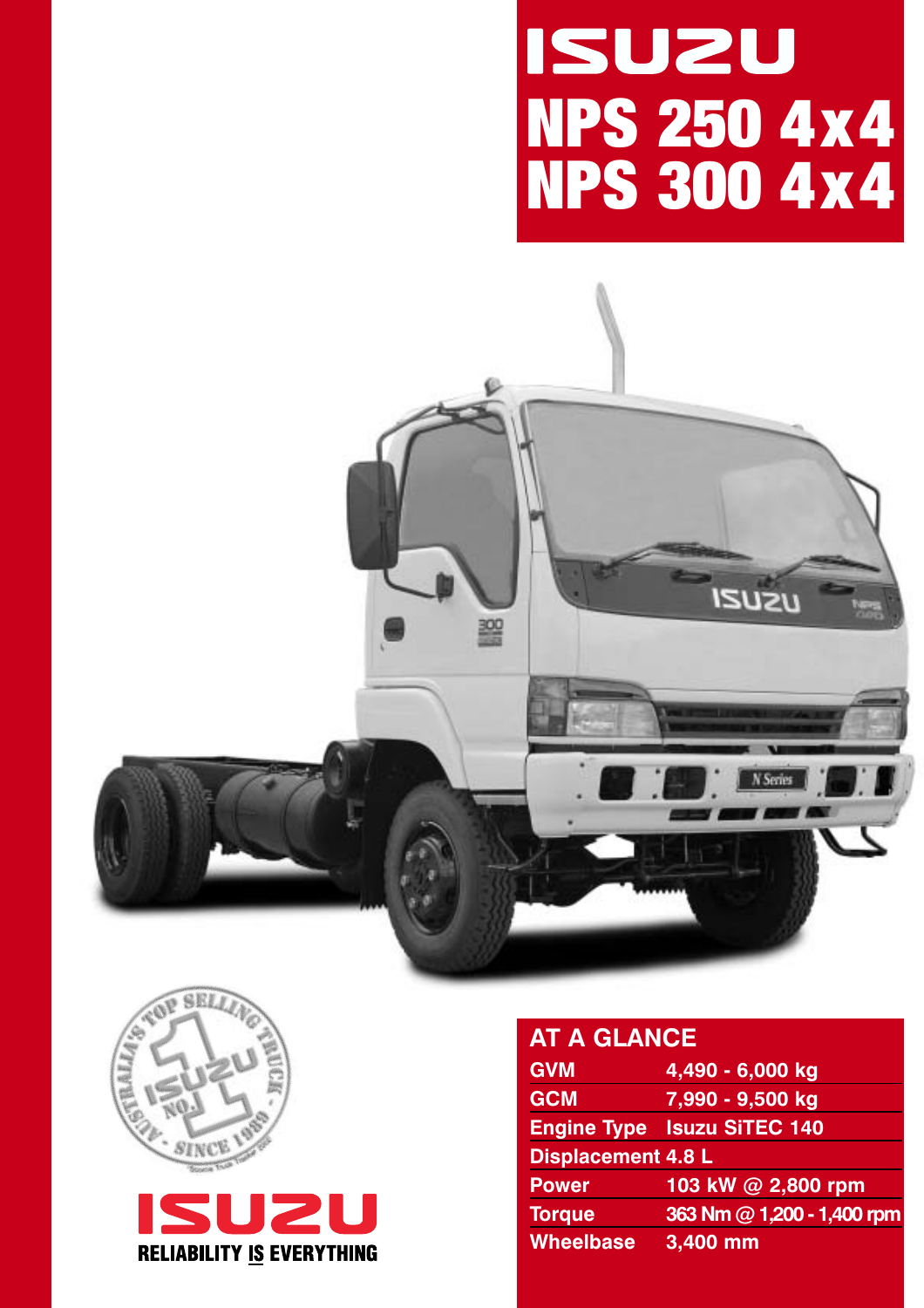# ISUZU

# NPS 250 4x4
# NPS 300 4x4

AUSTRALIA'S TOP SELLING TRUCK - SINCE 1989 - ISUZU NO.1

ISUZU
RELIABILITY IS EVERYTHING

## AT A GLANCE

| | |
|---|---|
| GVM | 4,490 - 6,000 kg |
| GCM | 7,990 - 9,500 kg |
| Engine Type | Isuzu SiTEC 140 |
| Displacement | 4.8 L |
| Power | 103 kW @ 2,800 rpm |
| Torque | 363 Nm @ 1,200 - 1,400 rpm |
| Wheelbase | 3,400 mm |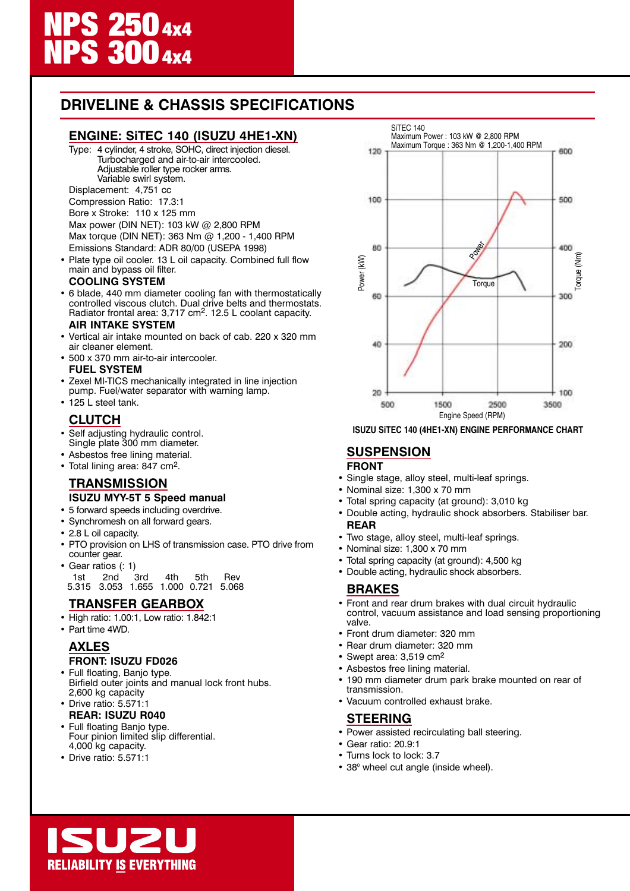# NPS 250 4x4
# NPS 300 4x4

## DRIVELINE & CHASSIS SPECIFICATIONS

### ENGINE: SiTEC 140 (ISUZU 4HE1-XN)

Type: 4 cylinder, 4 stroke, SOHC, direct injection diesel. Turbocharged and air-to-air intercooled. Adjustable roller type rocker arms. Variable swirl system.

Displacement: 4,751 cc

Compression Ratio: 17.3:1

Bore x Stroke: 110 x 125 mm

Max power (DIN NET): 103 kW @ 2,800 RPM

Max torque (DIN NET): 363 Nm @ 1,200 - 1,400 RPM

Emissions Standard: ADR 80/00 (USEPA 1998)

- Plate type oil cooler. 13 L oil capacity. Combined full flow main and bypass oil filter.

#### COOLING SYSTEM

- 6 blade, 440 mm diameter cooling fan with thermostatically controlled viscous clutch. Dual drive belts and thermostats. Radiator frontal area: 3,717 cm$^2$. 12.5 L coolant capacity.

#### AIR INTAKE SYSTEM

- Vertical air intake mounted on back of cab. 220 x 320 mm air cleaner element.
- 500 x 370 mm air-to-air intercooler.

#### FUEL SYSTEM

- Zexel MI-TICS mechanically integrated in line injection pump. Fuel/water separator with warning lamp.
- 125 L steel tank.

### CLUTCH

- Self adjusting hydraulic control. Single plate 300 mm diameter.
- Asbestos free lining material.
- Total lining area: 847 cm$^2$.

### TRANSMISSION

#### ISUZU MYY-5T 5 Speed manual

- 5 forward speeds including overdrive.
- Synchromesh on all forward gears.
- 2.8 L oil capacity.
- PTO provision on LHS of transmission case. PTO drive from counter gear.
- Gear ratios (: 1)

| 1st | 2nd | 3rd | 4th | 5th | Rev |
|---|---|---|---|---|---|
| 5.315 | 3.053 | 1.655 | 1.000 | 0.721 | 5.068 |

### TRANSFER GEARBOX

- High ratio: 1.00:1, Low ratio: 1.842:1
- Part time 4WD.

### AXLES

#### FRONT: ISUZU FD026

- Full floating, Banjo type. Birfield outer joints and manual lock front hubs. 2,600 kg capacity
- Drive ratio: 5.571:1

#### REAR: ISUZU R040

- Full floating Banjo type. Four pinion limited slip differential. 4,000 kg capacity.
- Drive ratio: 5.571:1

SiTEC 140
Maximum Power : 103 kW @ 2,800 RPM
Maximum Torque : 363 Nm @ 1,200-1,400 RPM

ISUZU SiTEC 140 (4HE1-XN) ENGINE PERFORMANCE CHART

### SUSPENSION

#### FRONT

- Single stage, alloy steel, multi-leaf springs.
- Nominal size: 1,300 x 70 mm
- Total spring capacity (at ground): 3,010 kg
- Double acting, hydraulic shock absorbers. Stabiliser bar.

#### REAR

- Two stage, alloy steel, multi-leaf springs.
- Nominal size: 1,300 x 70 mm
- Total spring capacity (at ground): 4,500 kg
- Double acting, hydraulic shock absorbers.

### BRAKES

- Front and rear drum brakes with dual circuit hydraulic control, vacuum assistance and load sensing proportioning valve.
- Front drum diameter: 320 mm
- Rear drum diameter: 320 mm
- Swept area: 3,519 cm$^2$
- Asbestos free lining material.
- 190 mm diameter drum park brake mounted on rear of transmission.
- Vacuum controlled exhaust brake.

### STEERING

- Power assisted recirculating ball steering.
- Gear ratio: 20.9:1
- Turns lock to lock: 3.7
- 38° wheel cut angle (inside wheel).

ISUZU
RELIABILITY IS EVERYTHING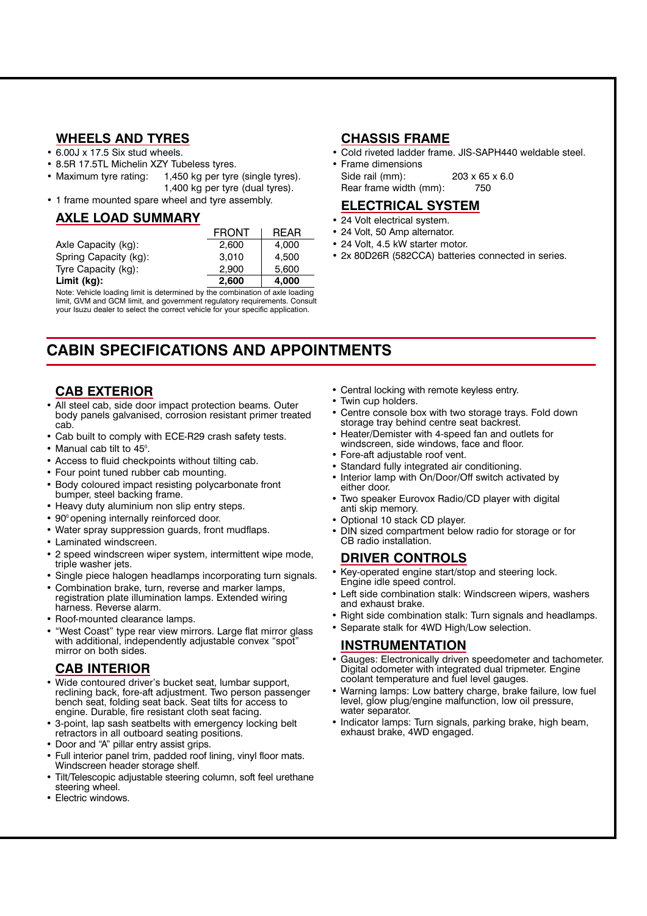## WHEELS AND TYRES

- 6.00J x 17.5 Six stud wheels.
- 8.5R 17.5TL Michelin XZY Tubeless tyres.
- Maximum tyre rating: 1,450 kg per tyre (single tyres). 1,400 kg per tyre (dual tyres).
- 1 frame mounted spare wheel and tyre assembly.

## AXLE LOAD SUMMARY

| | FRONT | REAR |
|---|---|---|
| Axle Capacity (kg): | 2,600 | 4,000 |
| Spring Capacity (kg): | 3,010 | 4,500 |
| Tyre Capacity (kg): | 2,900 | 5,600 |
| **Limit (kg):** | **2,600** | **4,000** |

Note: Vehicle loading limit is determined by the combination of axle loading limit, GVM and GCM limit, and government regulatory requirements. Consult your Isuzu dealer to select the correct vehicle for your specific application.

## CHASSIS FRAME

- Cold riveted ladder frame. JIS-SAPH440 weldable steel.
- Frame dimensions
  Side rail (mm): 203 x 65 x 6.0
  Rear frame width (mm): 750

## ELECTRICAL SYSTEM

- 24 Volt electrical system.
- 24 Volt, 50 Amp alternator.
- 24 Volt, 4.5 kW starter motor.
- 2x 80D26R (582CCA) batteries connected in series.

# CABIN SPECIFICATIONS AND APPOINTMENTS

## CAB EXTERIOR

- All steel cab, side door impact protection beams. Outer body panels galvanised, corrosion resistant primer treated cab.
- Cab built to comply with ECE-R29 crash safety tests.
- Manual cab tilt to 45°.
- Access to fluid checkpoints without tilting cab.
- Four point tuned rubber cab mounting.
- Body coloured impact resisting polycarbonate front bumper, steel backing frame.
- Heavy duty aluminium non slip entry steps.
- 90° opening internally reinforced door.
- Water spray suppression guards, front mudflaps.
- Laminated windscreen.
- 2 speed windscreen wiper system, intermittent wipe mode, triple washer jets.
- Single piece halogen headlamps incorporating turn signals.
- Combination brake, turn, reverse and marker lamps, registration plate illumination lamps. Extended wiring harness. Reverse alarm.
- Roof-mounted clearance lamps.
- "West Coast" type rear view mirrors. Large flat mirror glass with additional, independently adjustable convex "spot" mirror on both sides.

## CAB INTERIOR

- Wide contoured driver's bucket seat, lumbar support, reclining back, fore-aft adjustment. Two person passenger bench seat, folding seat back. Seat tilts for access to engine. Durable, fire resistant cloth seat facing.
- 3-point, lap sash seatbelts with emergency locking belt retractors in all outboard seating positions.
- Door and "A" pillar entry assist grips.
- Full interior panel trim, padded roof lining, vinyl floor mats. Windscreen header storage shelf.
- Tilt/Telescopic adjustable steering column, soft feel urethane steering wheel.
- Electric windows.
- Central locking with remote keyless entry.
- Twin cup holders.
- Centre console box with two storage trays. Fold down storage tray behind centre seat backrest.
- Heater/Demister with 4-speed fan and outlets for windscreen, side windows, face and floor.
- Fore-aft adjustable roof vent.
- Standard fully integrated air conditioning.
- Interior lamp with On/Door/Off switch activated by either door.
- Two speaker Eurovox Radio/CD player with digital anti skip memory.
- Optional 10 stack CD player.
- DIN sized compartment below radio for storage or for CB radio installation.

## DRIVER CONTROLS

- Key-operated engine start/stop and steering lock. Engine idle speed control.
- Left side combination stalk: Windscreen wipers, washers and exhaust brake.
- Right side combination stalk: Turn signals and headlamps.
- Separate stalk for 4WD High/Low selection.

## INSTRUMENTATION

- Gauges: Electronically driven speedometer and tachometer. Digital odometer with integrated dual tripmeter. Engine coolant temperature and fuel level gauges.
- Warning lamps: Low battery charge, brake failure, low fuel level, glow plug/engine malfunction, low oil pressure, water separator.
- Indicator lamps: Turn signals, parking brake, high beam, exhaust brake, 4WD engaged.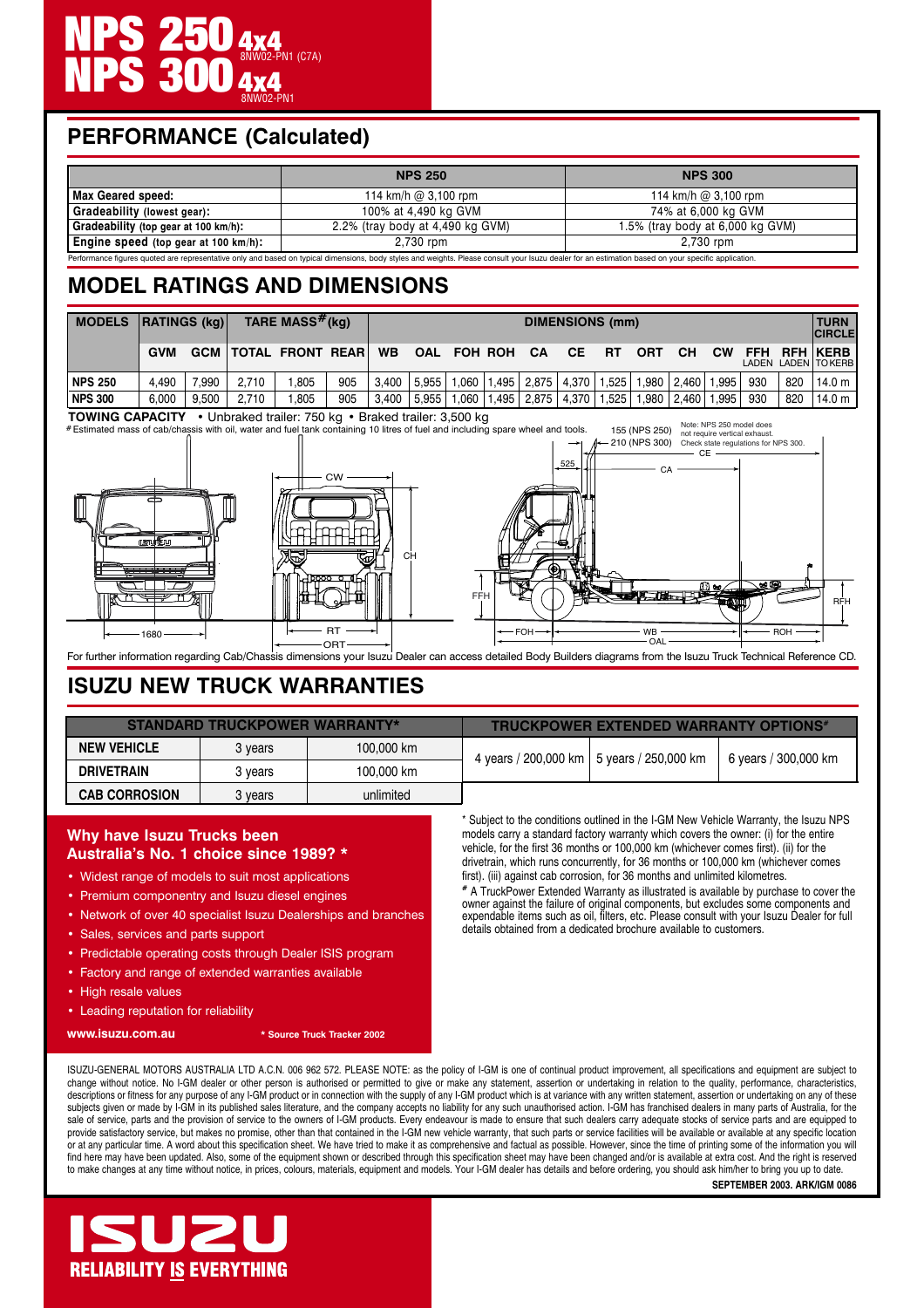# NPS 250 4x4 8NW02-PN1 (C7A)
# NPS 300 4x4 8NW02-PN1

## PERFORMANCE (Calculated)

| | NPS 250 | NPS 300 |
|---|---|---|
| **Max Geared speed:** | 114 km/h @ 3,100 rpm | 114 km/h @ 3,100 rpm |
| **Gradeability (lowest gear):** | 100% at 4,490 kg GVM | 74% at 6,000 kg GVM |
| **Gradeability (top gear at 100 km/h):** | 2.2% (tray body at 4,490 kg GVM) | 1.5% (tray body at 6,000 kg GVM) |
| **Engine speed (top gear at 100 km/h):** | 2,730 rpm | 2,730 rpm |

Performance figures quoted are representative only and based on typical dimensions, body styles and weights. Please consult your Isuzu dealer for an estimation based on your specific application.

## MODEL RATINGS AND DIMENSIONS

| MODELS | RATINGS (kg) | | TARE MASS# (kg) | | | DIMENSIONS (mm) | | | | | | | | | | | | | TURN CIRCLE |
|---|---|---|---|---|---|---|---|---|---|---|---|---|---|---|---|---|---|---|---|
| | GVM | GCM | TOTAL | FRONT | REAR | WB | OAL | FOH | ROH | CA | CE | RT | ORT | CH | CW | FFH LADEN | RFH LADEN | | KERB TO KERB |
| **NPS 250** | 4,490 | 7,990 | 2,710 | 1,805 | 905 | 3,400 | 5,955 | 1,060 | 1,495 | 2,875 | 4,370 | 1,525 | 1,980 | 2,460 | 1,995 | 930 | 820 | | 14.0 m |
| **NPS 300** | 6,000 | 9,500 | 2,710 | 1,805 | 905 | 3,400 | 5,955 | 1,060 | 1,495 | 2,875 | 4,370 | 1,525 | 1,980 | 2,460 | 1,995 | 930 | 820 | | 14.0 m |

**TOWING CAPACITY** • Unbraked trailer: 750 kg • Braked trailer: 3,500 kg

# Estimated mass of cab/chassis with oil, water and fuel tank containing 10 litres of fuel and including spare wheel and tools.

155 (NPS 250)
210 (NPS 300)

Note: NPS 250 model does not require vertical exhaust. Check state regulations for NPS 300.

CE
525
CA
CW
CH
FFH
RFH
1680
RT
ORT
FOH
WB
OAL
ROH

For further information regarding Cab/Chassis dimensions your Isuzu Dealer can access detailed Body Builders diagrams from the Isuzu Truck Technical Reference CD.

## ISUZU NEW TRUCK WARRANTIES

| STANDARD TRUCKPOWER WARRANTY* | | |
|---|---|---|
| **NEW VEHICLE** | 3 years | 100,000 km |
| **DRIVETRAIN** | 3 years | 100,000 km |
| **CAB CORROSION** | 3 years | unlimited |

| TRUCKPOWER EXTENDED WARRANTY OPTIONS# | | |
|---|---|---|
| 4 years / 200,000 km | 5 years / 250,000 km | 6 years / 300,000 km |

### Why have Isuzu Trucks been Australia's No. 1 choice since 1989? *

- Widest range of models to suit most applications
- Premium componentry and Isuzu diesel engines
- Network of over 40 specialist Isuzu Dealerships and branches
- Sales, services and parts support
- Predictable operating costs through Dealer ISIS program
- Factory and range of extended warranties available
- High resale values
- Leading reputation for reliability

**www.isuzu.com.au** **\* Source Truck Tracker 2002**

\* Subject to the conditions outlined in the I-GM New Vehicle Warranty, the Isuzu NPS models carry a standard factory warranty which covers the owner: (i) for the entire vehicle, for the first 36 months or 100,000 km (whichever comes first). (ii) for the drivetrain, which runs concurrently, for 36 months or 100,000 km (whichever comes first). (iii) against cab corrosion, for 36 months and unlimited kilometres.

# A TruckPower Extended Warranty as illustrated is available by purchase to cover the owner against the failure of original components, but excludes some components and expendable items such as oil, filters, etc. Please consult with your Isuzu Dealer for full details obtained from a dedicated brochure available to customers.

ISUZU-GENERAL MOTORS AUSTRALIA LTD A.C.N. 006 962 572. PLEASE NOTE: as the policy of I-GM is one of continual product improvement, all specifications and equipment are subject to change without notice. No I-GM dealer or other person is authorised or permitted to give or make any statement, assertion or undertaking in relation to the quality, performance, characteristics, descriptions or fitness for any purpose of any I-GM product or in connection with the supply of any I-GM product which is at variance with any written statement, assertion or undertaking on any of these subjects given or made by I-GM in its published sales literature, and the company accepts no liability for any such unauthorised action. I-GM has franchised dealers in many parts of Australia, for the sale of service, parts and the provision of service to the owners of I-GM products. Every endeavour is made to ensure that such dealers carry adequate stocks of service parts and are equipped to provide satisfactory service, but makes no promise, other than that contained in the I-GM new vehicle warranty, that such parts or service facilities will be available or available at any specific location or at any particular time. A word about this specification sheet. We have tried to make it as comprehensive and factual as possible. However, since the time of printing some of the information you will find here may have been updated. Also, some of the equipment shown or described through this specification sheet may have been changed and/or is available at extra cost. And the right is reserved to make changes at any time without notice, in prices, colours, materials, equipment and models. Your I-GM dealer has details and before ordering, you should ask him/her to bring you up to date.

**SEPTEMBER 2003. ARK/IGM 0086**

**ISUZU**
**RELIABILITY IS EVERYTHING**